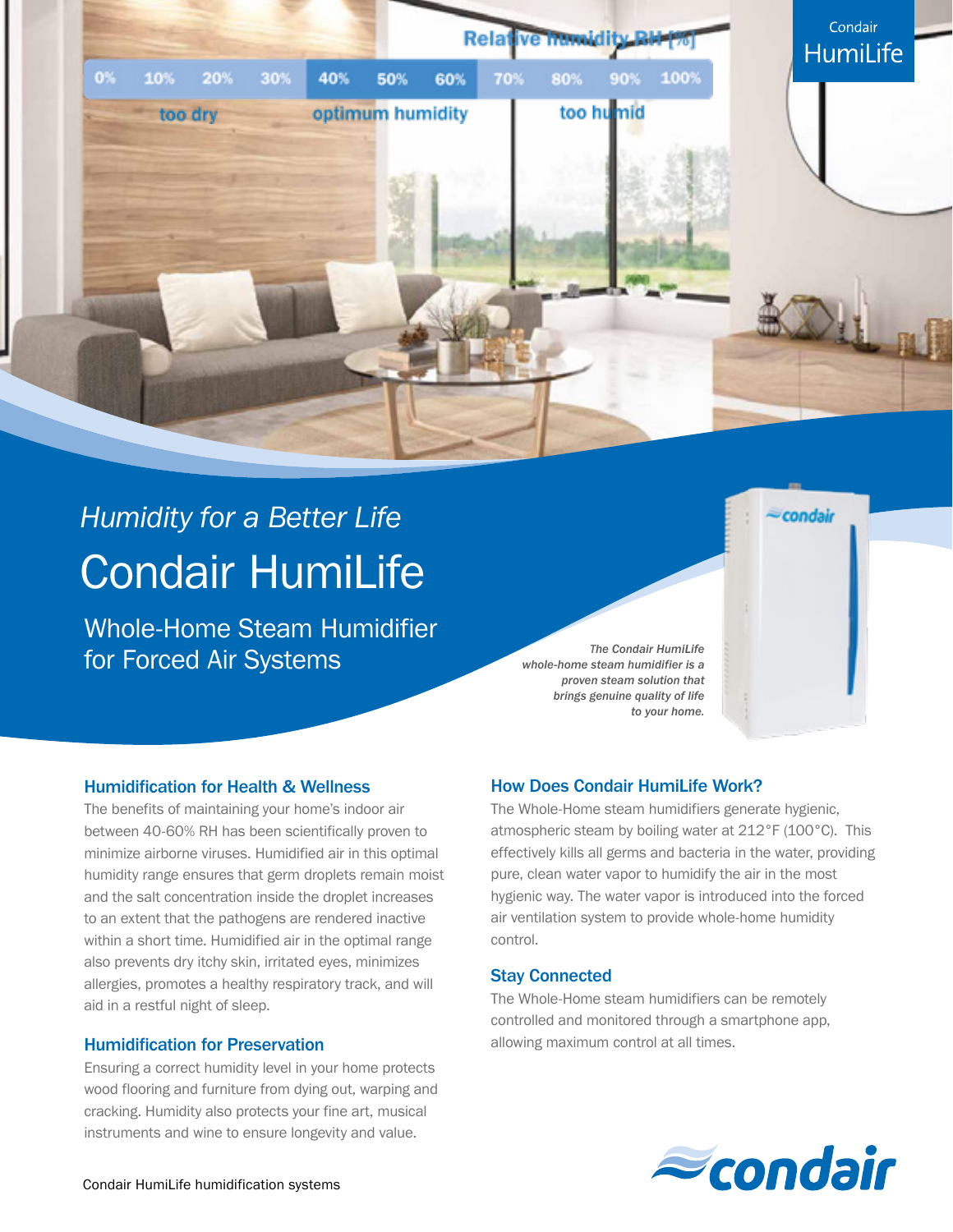Condair HumiLife

Relative humidity RH [%]

| 0% | 10% | 20% | 30% | 40% | 50% | 60% | 70% | 80% | 90% | 100% |
|---|---|---|---|---|---|---|---|---|---|---|
| too dry | | | | optimum humidity | | | too humid | | | |

*Humidity for a Better Life*

# Condair HumiLife

## Whole-Home Steam Humidifier for Forced Air Systems

*The Condair HumiLife whole-home steam humidifier is a proven steam solution that brings genuine quality of life to your home.*

### Humidification for Health & Wellness

The benefits of maintaining your home's indoor air between 40-60% RH has been scientifically proven to minimize airborne viruses. Humidified air in this optimal humidity range ensures that germ droplets remain moist and the salt concentration inside the droplet increases to an extent that the pathogens are rendered inactive within a short time. Humidified air in the optimal range also prevents dry itchy skin, irritated eyes, minimizes allergies, promotes a healthy respiratory track, and will aid in a restful night of sleep.

### Humidification for Preservation

Ensuring a correct humidity level in your home protects wood flooring and furniture from dying out, warping and cracking. Humidity also protects your fine art, musical instruments and wine to ensure longevity and value.

### How Does Condair HumiLife Work?

The Whole-Home steam humidifiers generate hygienic, atmospheric steam by boiling water at 212°F (100°C). This effectively kills all germs and bacteria in the water, providing pure, clean water vapor to humidify the air in the most hygienic way. The water vapor is introduced into the forced air ventilation system to provide whole-home humidity control.

### Stay Connected

The Whole-Home steam humidifiers can be remotely controlled and monitored through a smartphone app, allowing maximum control at all times.

Condair HumiLife humidification systems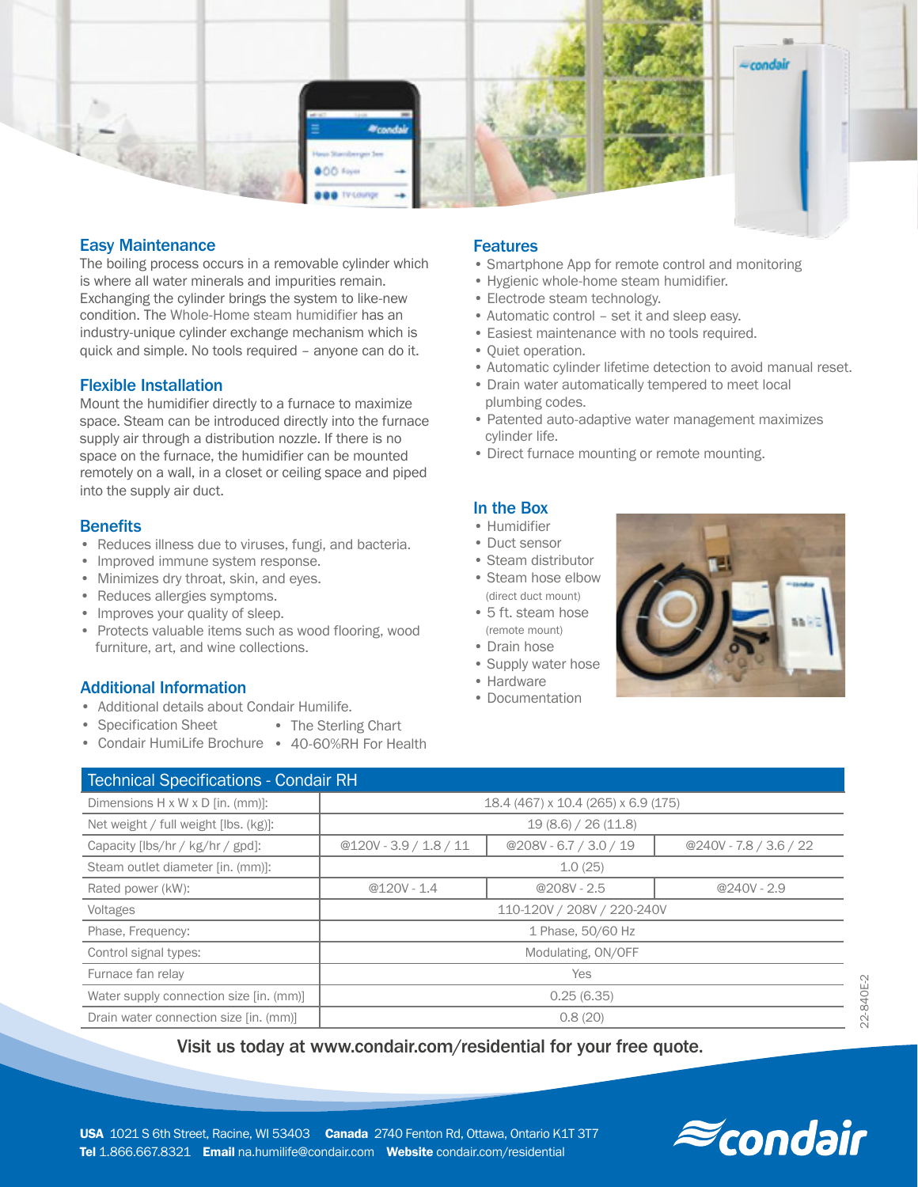## Easy Maintenance

The boiling process occurs in a removable cylinder which is where all water minerals and impurities remain. Exchanging the cylinder brings the system to like-new condition. The Whole-Home steam humidifier has an industry-unique cylinder exchange mechanism which is quick and simple. No tools required – anyone can do it.

## Flexible Installation

Mount the humidifier directly to a furnace to maximize space. Steam can be introduced directly into the furnace supply air through a distribution nozzle. If there is no space on the furnace, the humidifier can be mounted remotely on a wall, in a closet or ceiling space and piped into the supply air duct.

## Benefits

- Reduces illness due to viruses, fungi, and bacteria.
- Improved immune system response.
- Minimizes dry throat, skin, and eyes.
- Reduces allergies symptoms.
- Improves your quality of sleep.
- Protects valuable items such as wood flooring, wood furniture, art, and wine collections.

## Additional Information

- Additional details about Condair Humilife.
- Specification Sheet
- Condair HumiLife Brochure
- The Sterling Chart
- 40-60%RH For Health

## Features

- Smartphone App for remote control and monitoring
- Hygienic whole-home steam humidifier.
- Electrode steam technology.
- Automatic control – set it and sleep easy.
- Easiest maintenance with no tools required.
- Quiet operation.
- Automatic cylinder lifetime detection to avoid manual reset.
- Drain water automatically tempered to meet local plumbing codes.
- Patented auto-adaptive water management maximizes cylinder life.
- Direct furnace mounting or remote mounting.

## In the Box

- Humidifier
- Duct sensor
- Steam distributor
- Steam hose elbow (direct duct mount)
- 5 ft. steam hose (remote mount)
- Drain hose
- Supply water hose
- Hardware
- Documentation

## Technical Specifications - Condair RH

| | | | |
|---|---|---|---|
| Dimensions H x W x D [in. (mm)]: | 18.4 (467) x 10.4 (265) x 6.9 (175) | | |
| Net weight / full weight [lbs. (kg)]: | 19 (8.6) / 26 (11.8) | | |
| Capacity [lbs/hr / kg/hr / gpd]: | @120V - 3.9 / 1.8 / 11 | @208V - 6.7 / 3.0 / 19 | @240V - 7.8 / 3.6 / 22 |
| Steam outlet diameter [in. (mm)]: | 1.0 (25) | | |
| Rated power (kW): | @120V - 1.4 | @208V - 2.5 | @240V - 2.9 |
| Voltages | 110-120V / 208V / 220-240V | | |
| Phase, Frequency: | 1 Phase, 50/60 Hz | | |
| Control signal types: | Modulating, ON/OFF | | |
| Furnace fan relay | Yes | | |
| Water supply connection size [in. (mm)] | 0.25 (6.35) | | |
| Drain water connection size [in. (mm)] | 0.8 (20) | | |

22-840E-2

**Visit us today at www.condair.com/residential for your free quote.**

**USA** 1021 S 6th Street, Racine, WI 53403 **Canada** 2740 Fenton Rd, Ottawa, Ontario K1T 3T7
**Tel** 1.866.667.8321 **Email** na.humilife@condair.com **Website** condair.com/residential

condair